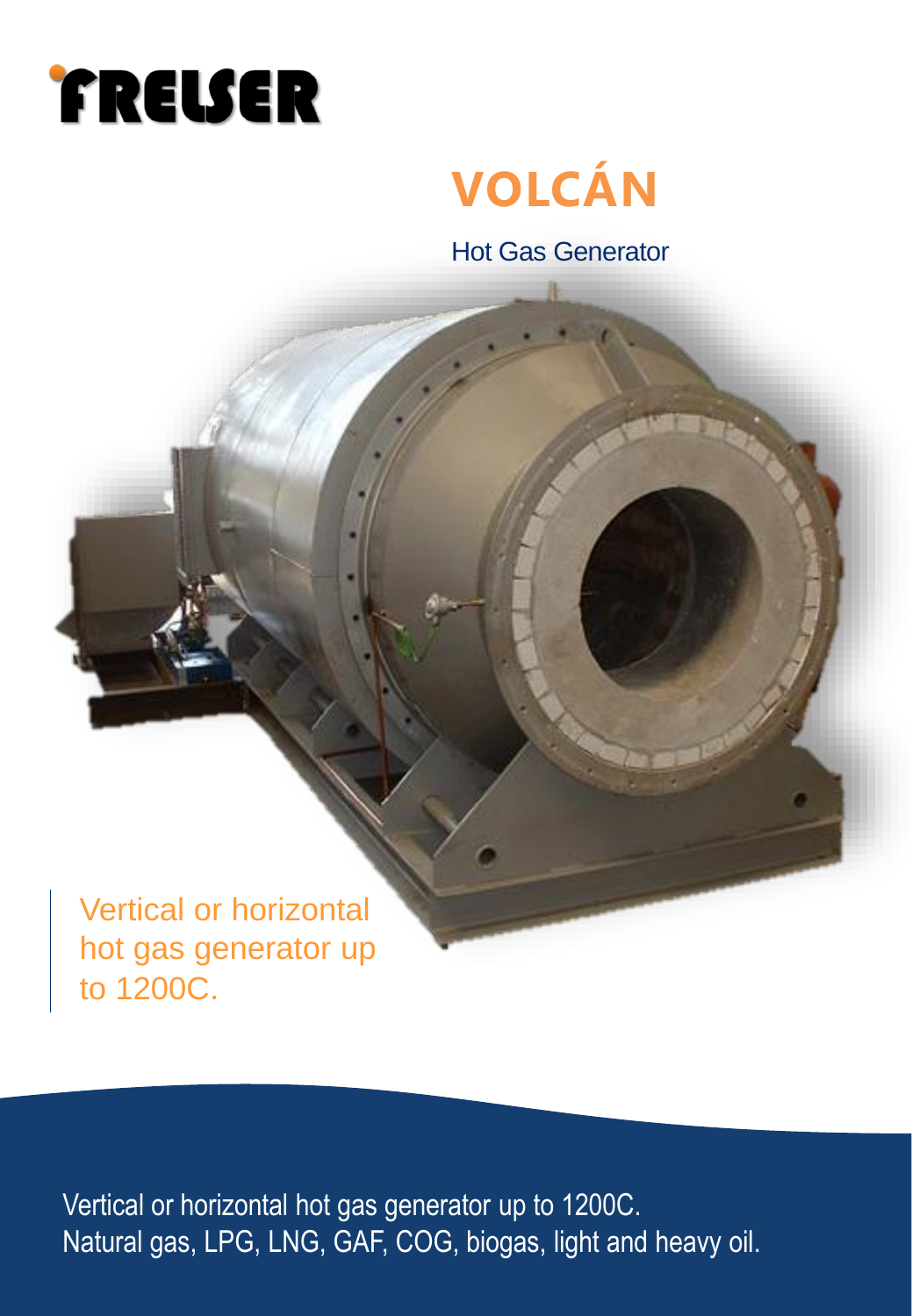FRELSER

# VOLCÁN

Hot Gas Generator

Vertical or horizontal hot gas generator up to 1200C.

Vertical or horizontal hot gas generator up to 1200C.
Natural gas, LPG, LNG, GAF, COG, biogas, light and heavy oil.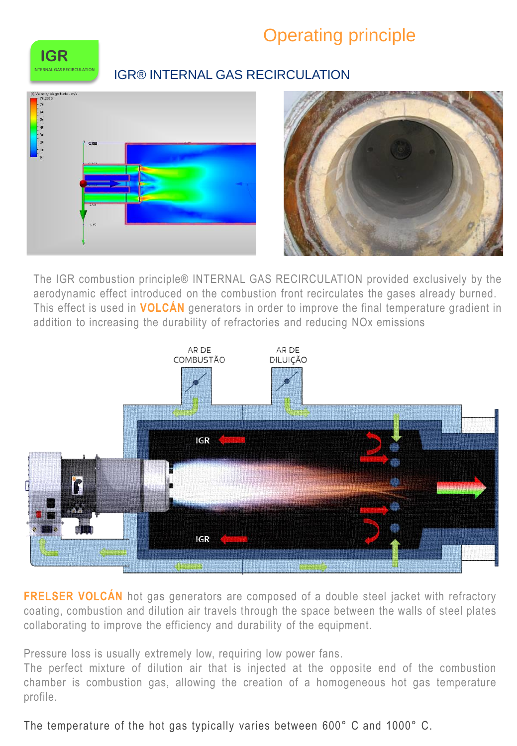# Operating principle

**IGR**
INTERNAL GAS RECIRCULATION

## IGR® INTERNAL GAS RECIRCULATION

The IGR combustion principle® INTERNAL GAS RECIRCULATION provided exclusively by the aerodynamic effect introduced on the combustion front recirculates the gases already burned. This effect is used in **VOLCÁN** generators in order to improve the final temperature gradient in addition to increasing the durability of refractories and reducing NOx emissions

AR DE COMBUSTÃO

AR DE DILUIÇÃO

IGR

IGR

**FRELSER VOLCÁN** hot gas generators are composed of a double steel jacket with refractory coating, combustion and dilution air travels through the space between the walls of steel plates collaborating to improve the efficiency and durability of the equipment.

Pressure loss is usually extremely low, requiring low power fans.
The perfect mixture of dilution air that is injected at the opposite end of the combustion chamber is combustion gas, allowing the creation of a homogeneous hot gas temperature profile.

The temperature of the hot gas typically varies between 600° C and 1000° C.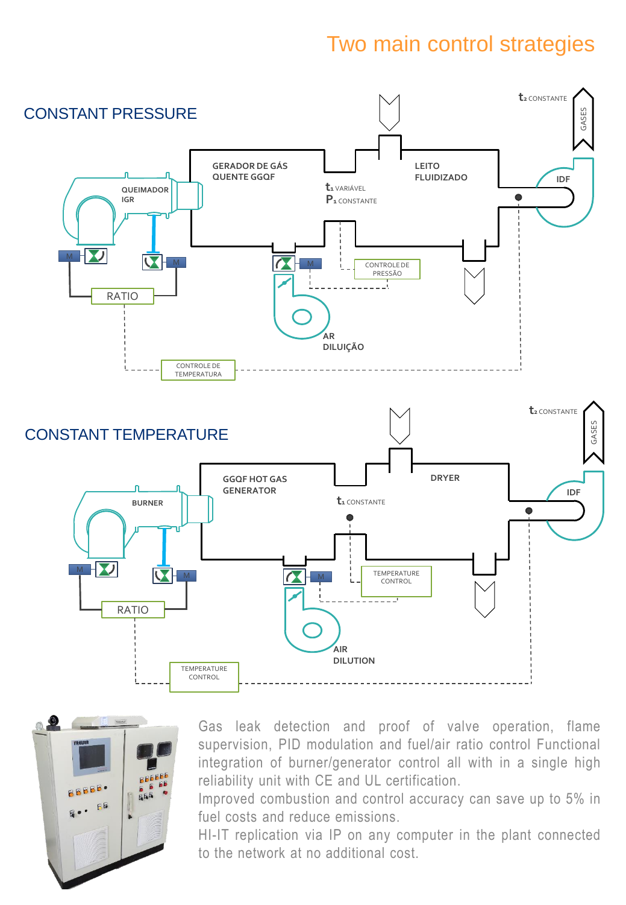# Two main control strategies

## CONSTANT PRESSURE

GERADOR DE GÁS QUENTE GGQF

QUEIMADOR IGR

LEITO FLUIDIZADO

$t_1$ VARIÁVEL

$P_1$ CONSTANTE

$t_2$ CONSTANTE

GASES

IDF

M

RATIO

CONTROLE DE PRESSÃO

AR DILUIÇÃO

CONTROLE DE TEMPERATURA

## CONSTANT TEMPERATURE

GGQF HOT GAS GENERATOR

BURNER

DRYER

$t_1$ CONSTANTE

$t_2$ CONSTANTE

GASES

IDF

M

RATIO

TEMPERATURE CONTROL

AIR DILUTION

TEMPERATURE CONTROL

Gas leak detection and proof of valve operation, flame supervision, PID modulation and fuel/air ratio control Functional integration of burner/generator control all with in a single high reliability unit with CE and UL certification.

Improved combustion and control accuracy can save up to 5% in fuel costs and reduce emissions.

HI-IT replication via IP on any computer in the plant connected to the network at no additional cost.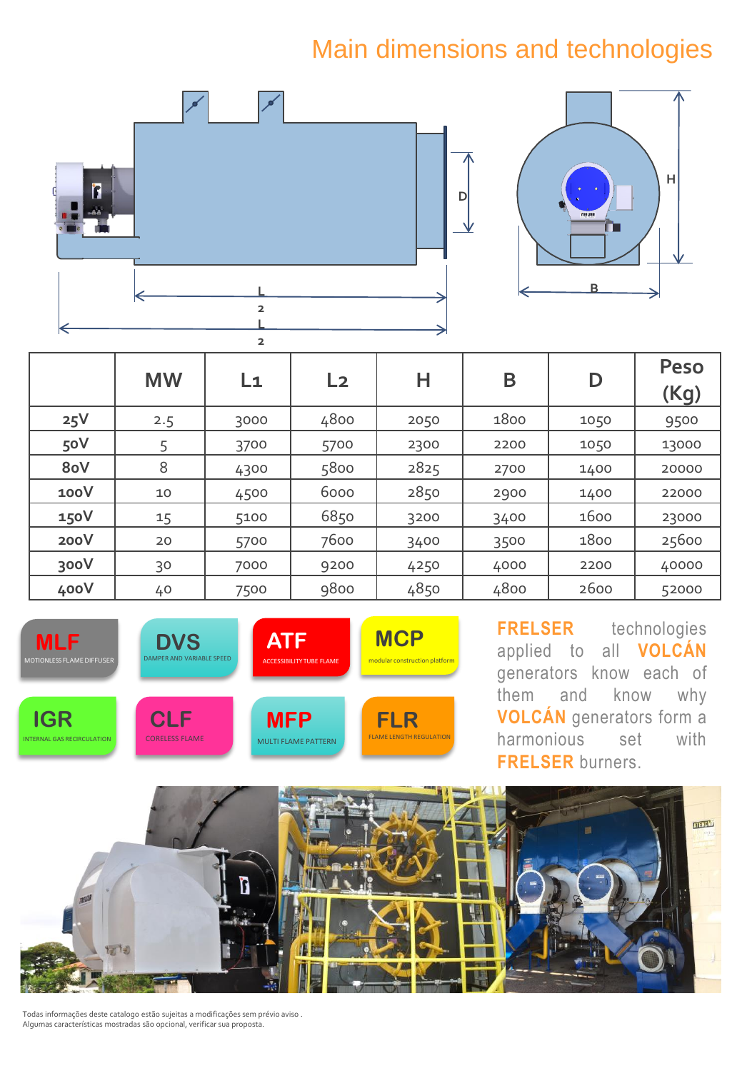# Main dimensions and technologies

|  | MW | L1 | L2 | H | B | D | Peso (Kg) |
|---|---|---|---|---|---|---|---|
| 25V | 2.5 | 3000 | 4800 | 2050 | 1800 | 1050 | 9500 |
| 50V | 5 | 3700 | 5700 | 2300 | 2200 | 1050 | 13000 |
| 80V | 8 | 4300 | 5800 | 2825 | 2700 | 1400 | 20000 |
| 100V | 10 | 4500 | 6000 | 2850 | 2900 | 1400 | 22000 |
| 150V | 15 | 5100 | 6850 | 3200 | 3400 | 1600 | 23000 |
| 200V | 20 | 5700 | 7600 | 3400 | 3500 | 1800 | 25600 |
| 300V | 30 | 7000 | 9200 | 4250 | 4000 | 2200 | 40000 |
| 400V | 40 | 7500 | 9800 | 4850 | 4800 | 2600 | 52000 |

- **MLF** – MOTIONLESS FLAME DIFFUSER
- **DVS** – DAMPER AND VARIABLE SPEED
- **ATF** – ACCESSIBILITY TUBE FLAME
- **MCP** – modular construction platform
- **IGR** – INTERNAL GAS RECIRCULATION
- **CLF** – CORELESS FLAME
- **MFP** – MULTI FLAME PATTERN
- **FLR** – FLAME LENGTH REGULATION

**FRELSER** technologies applied to all **VOLCÁN** generators know each of them and know why **VOLCÁN** generators form a harmonious set with **FRELSER** burners.

Todas informações deste catalogo estão sujeitas a modificações sem prévio aviso .
Algumas características mostradas são opcional, verificar sua proposta.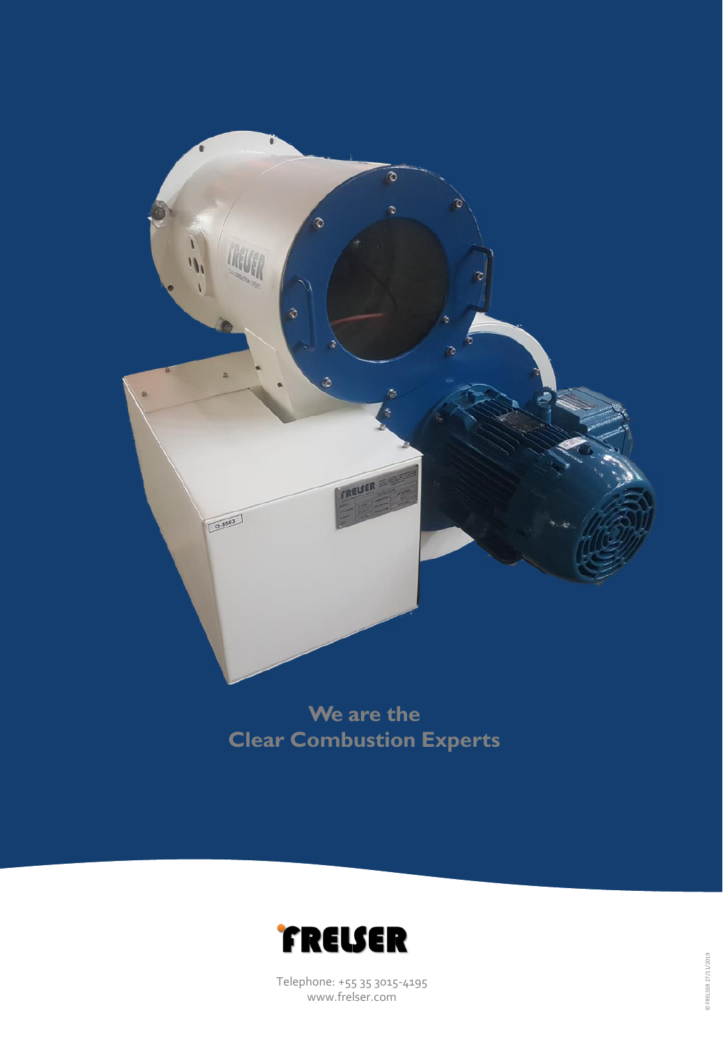We are the
Clear Combustion Experts

FRELSER

Telephone: +55 35 3015-4195
www.frelser.com

© FRELSER 27/11/2019